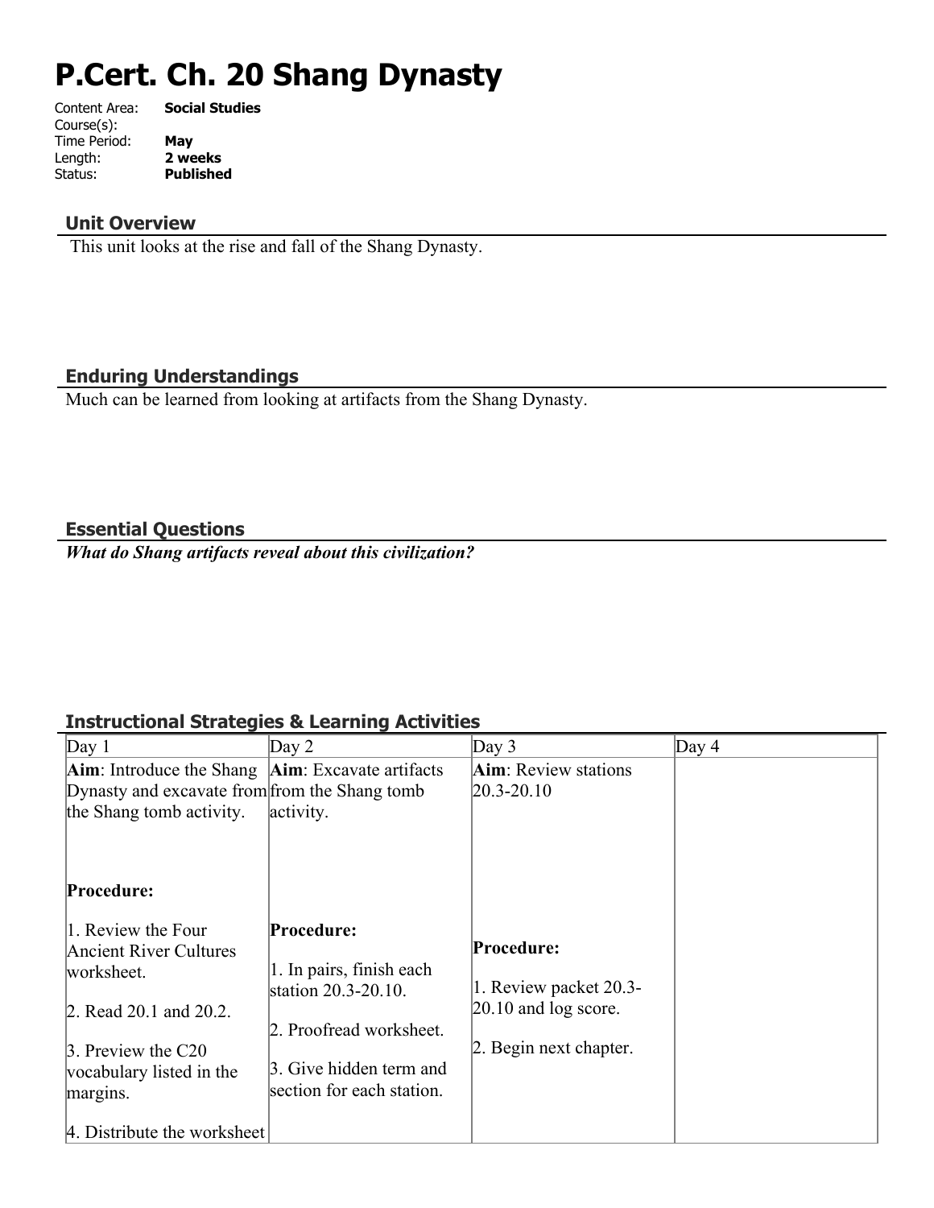# P.Cert. Ch. 20 Shang Dynasty

Content Area: **Social Studies**
Course(s):
Time Period: **May**
Length: **2 weeks**
Status: **Published**

## Unit Overview

This unit looks at the rise and fall of the Shang Dynasty.

## Enduring Understandings

Much can be learned from looking at artifacts from the Shang Dynasty.

## Essential Questions

***What do Shang artifacts reveal about this civilization?***

## Instructional Strategies & Learning Activities

| Day 1 | Day 2 | Day 3 | Day 4 |
|---|---|---|---|
| **Aim**: Introduce the Shang Dynasty and excavate from the Shang tomb activity.<br><br>**Procedure:**<br><br>1. Review the Four Ancient River Cultures worksheet.<br><br>2. Read 20.1 and 20.2.<br><br>3. Preview the C20 vocabulary listed in the margins.<br><br>4. Distribute the worksheet | **Aim**: Excavate artifacts from the Shang tomb activity.<br><br>**Procedure:**<br><br>1. In pairs, finish each station 20.3-20.10.<br><br>2. Proofread worksheet.<br><br>3. Give hidden term and section for each station. | **Aim**: Review stations 20.3-20.10<br><br>**Procedure:**<br><br>1. Review packet 20.3-20.10 and log score.<br><br>2. Begin next chapter. | |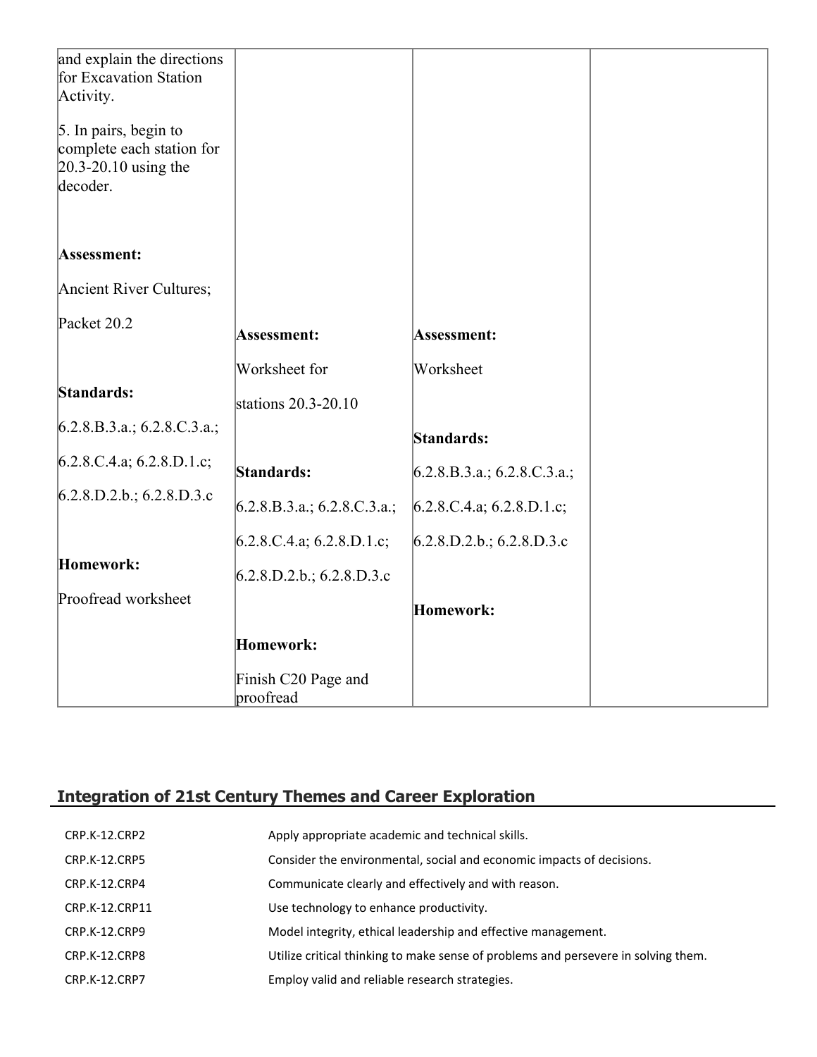| | | | |
|---|---|---|---|
| and explain the directions for Excavation Station Activity.<br><br>5. In pairs, begin to complete each station for 20.3-20.10 using the decoder.<br><br>**Assessment:**<br><br>Ancient River Cultures;<br><br>Packet 20.2<br><br>**Standards:**<br><br>6.2.8.B.3.a.; 6.2.8.C.3.a.;<br><br>6.2.8.C.4.a; 6.2.8.D.1.c;<br><br>6.2.8.D.2.b.; 6.2.8.D.3.c<br><br>**Homework:**<br><br>Proofread worksheet | **Assessment:**<br><br>Worksheet for<br><br>stations 20.3-20.10<br><br>**Standards:**<br><br>6.2.8.B.3.a.; 6.2.8.C.3.a.;<br><br>6.2.8.C.4.a; 6.2.8.D.1.c;<br><br>6.2.8.D.2.b.; 6.2.8.D.3.c<br><br>**Homework:**<br><br>Finish C20 Page and proofread | **Assessment:**<br><br>Worksheet<br><br>**Standards:**<br><br>6.2.8.B.3.a.; 6.2.8.C.3.a.;<br><br>6.2.8.C.4.a; 6.2.8.D.1.c;<br><br>6.2.8.D.2.b.; 6.2.8.D.3.c<br><br>**Homework:** | |

## Integration of 21st Century Themes and Career Exploration

| | |
|---|---|
| CRP.K-12.CRP2 | Apply appropriate academic and technical skills. |
| CRP.K-12.CRP5 | Consider the environmental, social and economic impacts of decisions. |
| CRP.K-12.CRP4 | Communicate clearly and effectively and with reason. |
| CRP.K-12.CRP11 | Use technology to enhance productivity. |
| CRP.K-12.CRP9 | Model integrity, ethical leadership and effective management. |
| CRP.K-12.CRP8 | Utilize critical thinking to make sense of problems and persevere in solving them. |
| CRP.K-12.CRP7 | Employ valid and reliable research strategies. |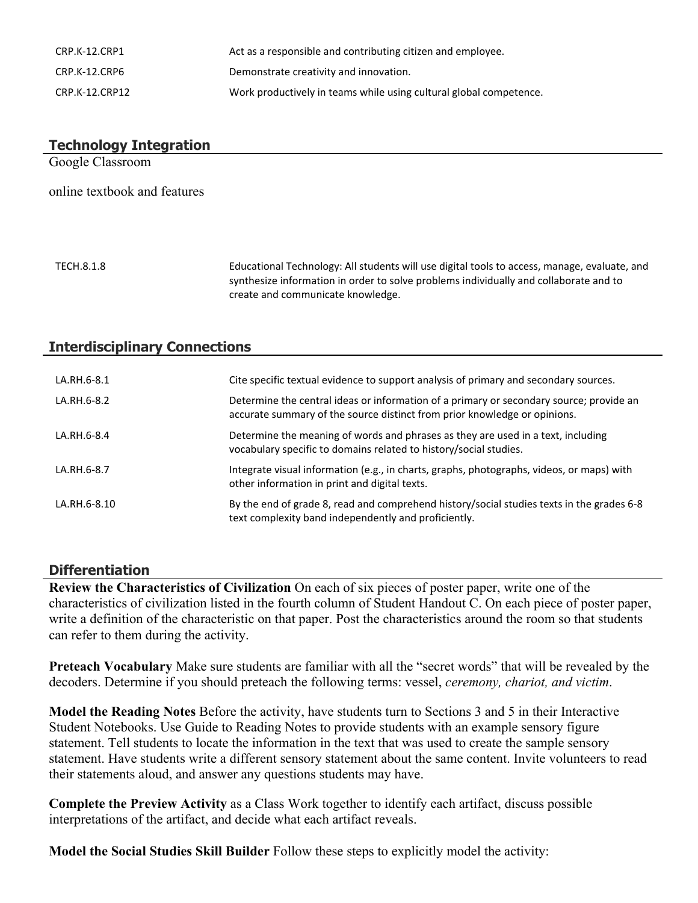| | |
|---|---|
| CRP.K-12.CRP1 | Act as a responsible and contributing citizen and employee. |
| CRP.K-12.CRP6 | Demonstrate creativity and innovation. |
| CRP.K-12.CRP12 | Work productively in teams while using cultural global competence. |

## Technology Integration

Google Classroom

online textbook and features

| | |
|---|---|
| TECH.8.1.8 | Educational Technology: All students will use digital tools to access, manage, evaluate, and synthesize information in order to solve problems individually and collaborate and to create and communicate knowledge. |

## Interdisciplinary Connections

| | |
|---|---|
| LA.RH.6-8.1 | Cite specific textual evidence to support analysis of primary and secondary sources. |
| LA.RH.6-8.2 | Determine the central ideas or information of a primary or secondary source; provide an accurate summary of the source distinct from prior knowledge or opinions. |
| LA.RH.6-8.4 | Determine the meaning of words and phrases as they are used in a text, including vocabulary specific to domains related to history/social studies. |
| LA.RH.6-8.7 | Integrate visual information (e.g., in charts, graphs, photographs, videos, or maps) with other information in print and digital texts. |
| LA.RH.6-8.10 | By the end of grade 8, read and comprehend history/social studies texts in the grades 6-8 text complexity band independently and proficiently. |

## Differentiation

**Review the Characteristics of Civilization** On each of six pieces of poster paper, write one of the characteristics of civilization listed in the fourth column of Student Handout C. On each piece of poster paper, write a definition of the characteristic on that paper. Post the characteristics around the room so that students can refer to them during the activity.

**Preteach Vocabulary** Make sure students are familiar with all the "secret words" that will be revealed by the decoders. Determine if you should preteach the following terms: vessel, *ceremony, chariot, and victim*.

**Model the Reading Notes** Before the activity, have students turn to Sections 3 and 5 in their Interactive Student Notebooks. Use Guide to Reading Notes to provide students with an example sensory figure statement. Tell students to locate the information in the text that was used to create the sample sensory statement. Have students write a different sensory statement about the same content. Invite volunteers to read their statements aloud, and answer any questions students may have.

**Complete the Preview Activity** as a Class Work together to identify each artifact, discuss possible interpretations of the artifact, and decide what each artifact reveals.

**Model the Social Studies Skill Builder** Follow these steps to explicitly model the activity: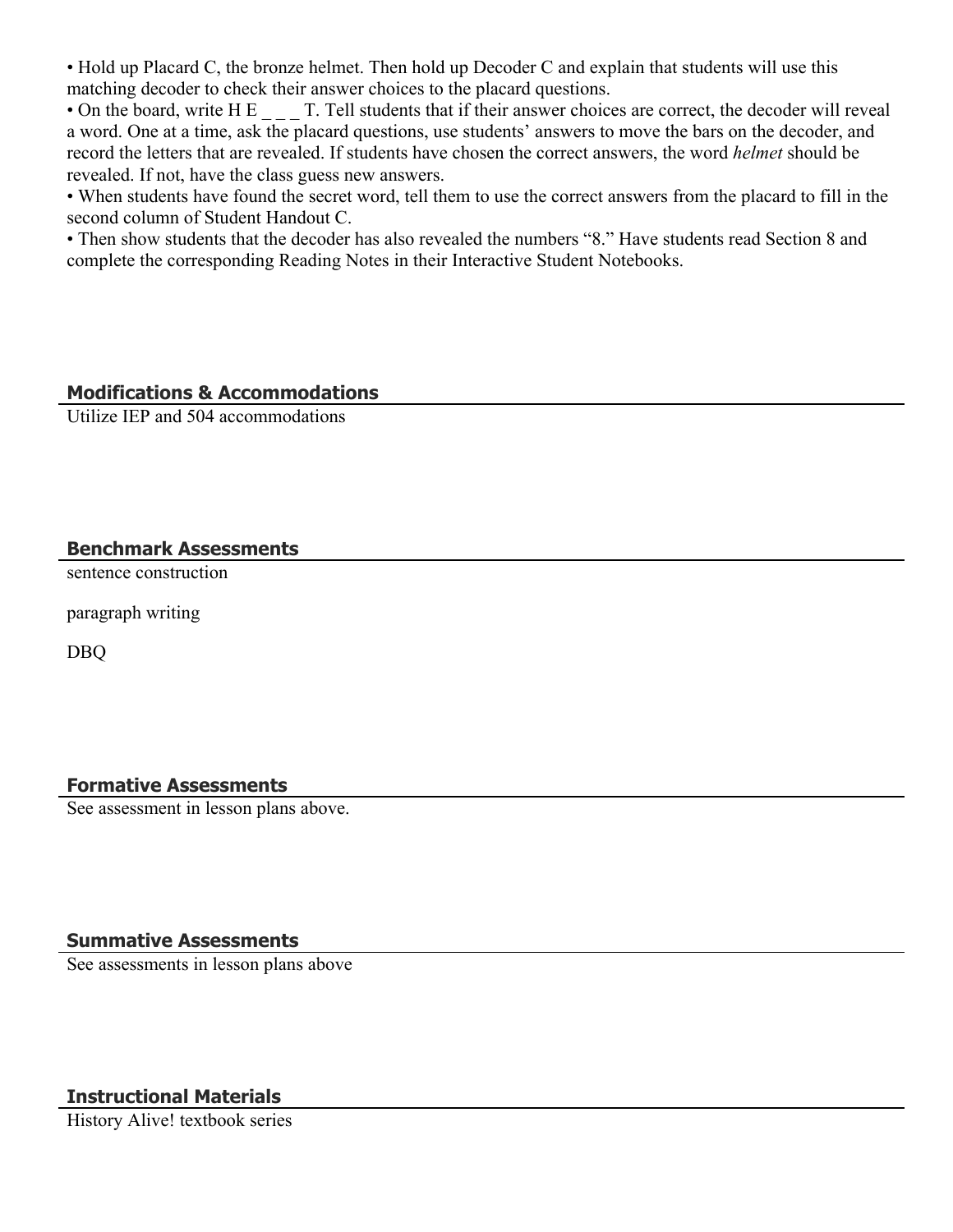- Hold up Placard C, the bronze helmet. Then hold up Decoder C and explain that students will use this matching decoder to check their answer choices to the placard questions.
- On the board, write H E _ _ _ T. Tell students that if their answer choices are correct, the decoder will reveal a word. One at a time, ask the placard questions, use students' answers to move the bars on the decoder, and record the letters that are revealed. If students have chosen the correct answers, the word *helmet* should be revealed. If not, have the class guess new answers.
- When students have found the secret word, tell them to use the correct answers from the placard to fill in the second column of Student Handout C.
- Then show students that the decoder has also revealed the numbers "8." Have students read Section 8 and complete the corresponding Reading Notes in their Interactive Student Notebooks.

## Modifications & Accommodations

Utilize IEP and 504 accommodations

## Benchmark Assessments

sentence construction

paragraph writing

DBQ

## Formative Assessments

See assessment in lesson plans above.

## Summative Assessments

See assessments in lesson plans above

## Instructional Materials

History Alive! textbook series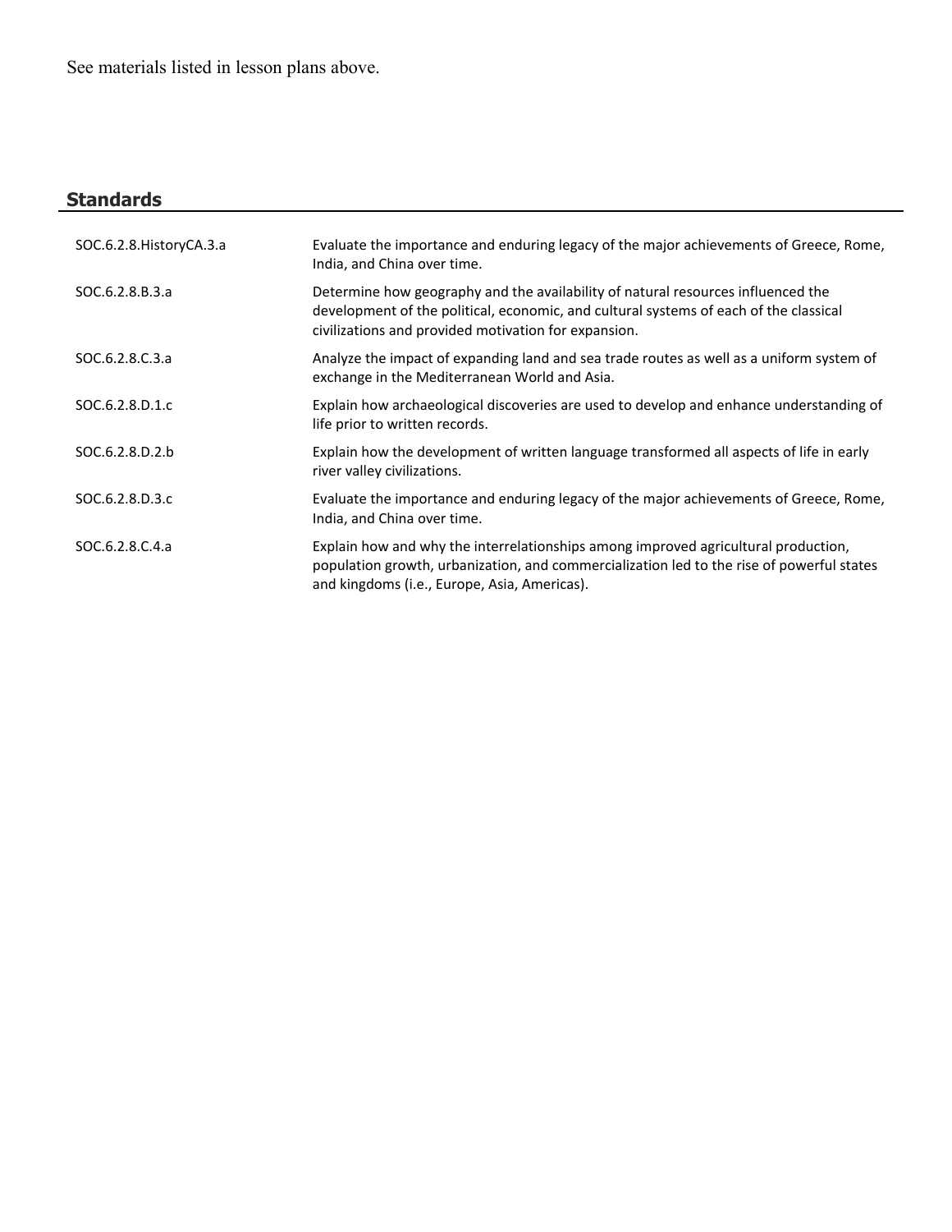See materials listed in lesson plans above.

## Standards

| | |
|---|---|
| SOC.6.2.8.HistoryCA.3.a | Evaluate the importance and enduring legacy of the major achievements of Greece, Rome, India, and China over time. |
| SOC.6.2.8.B.3.a | Determine how geography and the availability of natural resources influenced the development of the political, economic, and cultural systems of each of the classical civilizations and provided motivation for expansion. |
| SOC.6.2.8.C.3.a | Analyze the impact of expanding land and sea trade routes as well as a uniform system of exchange in the Mediterranean World and Asia. |
| SOC.6.2.8.D.1.c | Explain how archaeological discoveries are used to develop and enhance understanding of life prior to written records. |
| SOC.6.2.8.D.2.b | Explain how the development of written language transformed all aspects of life in early river valley civilizations. |
| SOC.6.2.8.D.3.c | Evaluate the importance and enduring legacy of the major achievements of Greece, Rome, India, and China over time. |
| SOC.6.2.8.C.4.a | Explain how and why the interrelationships among improved agricultural production, population growth, urbanization, and commercialization led to the rise of powerful states and kingdoms (i.e., Europe, Asia, Americas). |